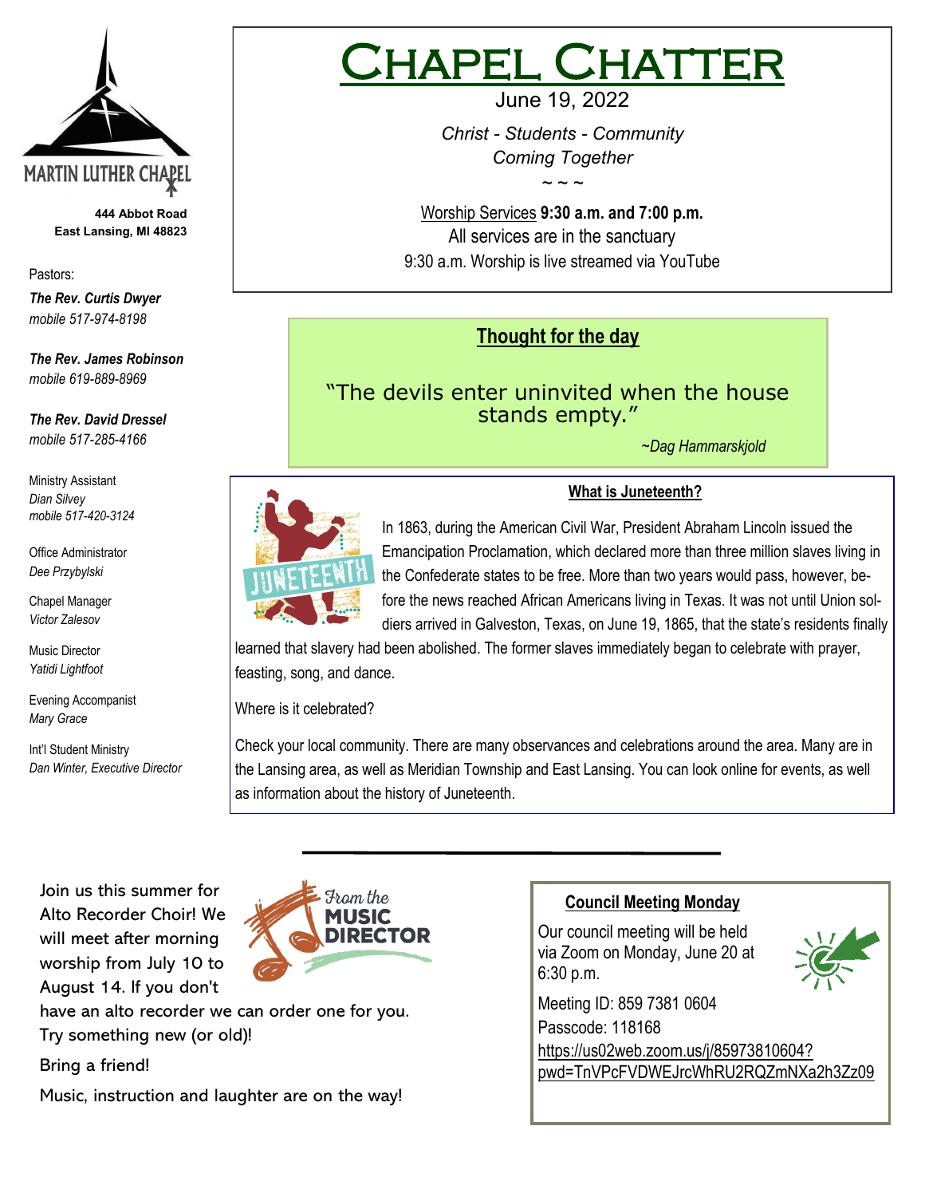# Chapel Chatter

June 19, 2022

*Christ - Students - Community*
*Coming Together*

~ ~ ~

Worship Services **9:30 a.m. and 7:00 p.m.**
All services are in the sanctuary
9:30 a.m. Worship is live streamed via YouTube

MARTIN LUTHER CHAPEL

**444 Abbot Road**
**East Lansing, MI 48823**

Pastors:

***The Rev. Curtis Dwyer***
*mobile 517-974-8198*

***The Rev. James Robinson***
*mobile 619-889-8969*

***The Rev. David Dressel***
*mobile 517-285-4166*

Ministry Assistant
*Dian Silvey*
*mobile 517-420-3124*

Office Administrator
*Dee Przybylski*

Chapel Manager
*Victor Zalesov*

Music Director
*Yatidi Lightfoot*

Evening Accompanist
*Mary Grace*

Int'l Student Ministry
*Dan Winter, Executive Director*

## Thought for the day

"The devils enter uninvited when the house stands empty."

*~Dag Hammarskjold*

## What is Juneteenth?

In 1863, during the American Civil War, President Abraham Lincoln issued the Emancipation Proclamation, which declared more than three million slaves living in the Confederate states to be free. More than two years would pass, however, before the news reached African Americans living in Texas. It was not until Union soldiers arrived in Galveston, Texas, on June 19, 1865, that the state's residents finally learned that slavery had been abolished. The former slaves immediately began to celebrate with prayer, feasting, song, and dance.

Where is it celebrated?

Check your local community. There are many observances and celebrations around the area. Many are in the Lansing area, as well as Meridian Township and East Lansing. You can look online for events, as well as information about the history of Juneteenth.

---

## From the Music Director

Join us this summer for Alto Recorder Choir! We will meet after morning worship from July 10 to August 14. If you don't have an alto recorder we can order one for you. Try something new (or old)!

Bring a friend!

Music, instruction and laughter are on the way!

## Council Meeting Monday

Our council meeting will be held via Zoom on Monday, June 20 at 6:30 p.m.

Meeting ID: 859 7381 0604
Passcode: 118168
https://us02web.zoom.us/j/85973810604?pwd=TnVPcFVDWEJrcWhRU2RQZmNXa2h3Zz09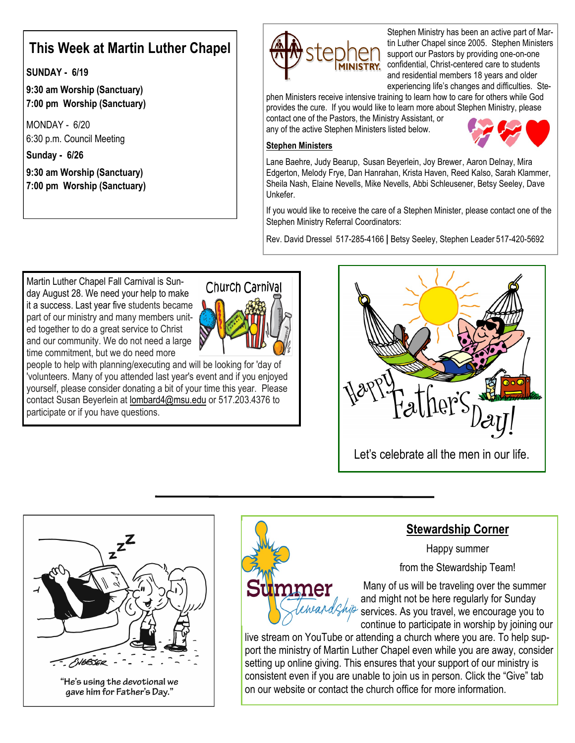## This Week at Martin Luther Chapel

**SUNDAY - 6/19**

**9:30 am Worship (Sanctuary)**
**7:00 pm Worship (Sanctuary)**

MONDAY - 6/20
6:30 p.m. Council Meeting

**Sunday - 6/26**

**9:30 am Worship (Sanctuary)**
**7:00 pm Worship (Sanctuary)**

Stephen Ministry has been an active part of Martin Luther Chapel since 2005. Stephen Ministers support our Pastors by providing one-on-one confidential, Christ-centered care to students and residential members 18 years and older experiencing life's changes and difficulties. Stephen Ministers receive intensive training to learn how to care for others while God provides the cure. If you would like to learn more about Stephen Ministry, please contact one of the Pastors, the Ministry Assistant, or any of the active Stephen Ministers listed below.

**Stephen Ministers**

Lane Baehre, Judy Bearup, Susan Beyerlein, Joy Brewer, Aaron Delnay, Mira Edgerton, Melody Frye, Dan Hanrahan, Krista Haven, Reed Kalso, Sarah Klammer, Sheila Nash, Elaine Nevells, Mike Nevells, Abbi Schleusener, Betsy Seeley, Dave Unkefer.

If you would like to receive the care of a Stephen Minister, please contact one of the Stephen Ministry Referral Coordinators:

Rev. David Dressel 517-285-4166 | Betsy Seeley, Stephen Leader 517-420-5692

Church Carnival

Martin Luther Chapel Fall Carnival is Sunday August 28. We need your help to make it a success. Last year five students became part of our ministry and many members united together to do a great service to Christ and our community. We do not need a large time commitment, but we do need more people to help with planning/executing and will be looking for 'day of 'volunteers. Many of you attended last year's event and if you enjoyed yourself, please consider donating a bit of your time this year. Please contact Susan Beyerlein at lombard4@msu.edu or 517.203.4376 to participate or if you have questions.

Happy Father's Day!

Let's celebrate all the men in our life.

"He's using the devotional we gave him for Father's Day."

## Stewardship Corner

Happy summer

from the Stewardship Team!

Many of us will be traveling over the summer and might not be here regularly for Sunday services. As you travel, we encourage you to continue to participate in worship by joining our live stream on YouTube or attending a church where you are. To help support the ministry of Martin Luther Chapel even while you are away, consider setting up online giving. This ensures that your support of our ministry is consistent even if you are unable to join us in person. Click the "Give" tab on our website or contact the church office for more information.